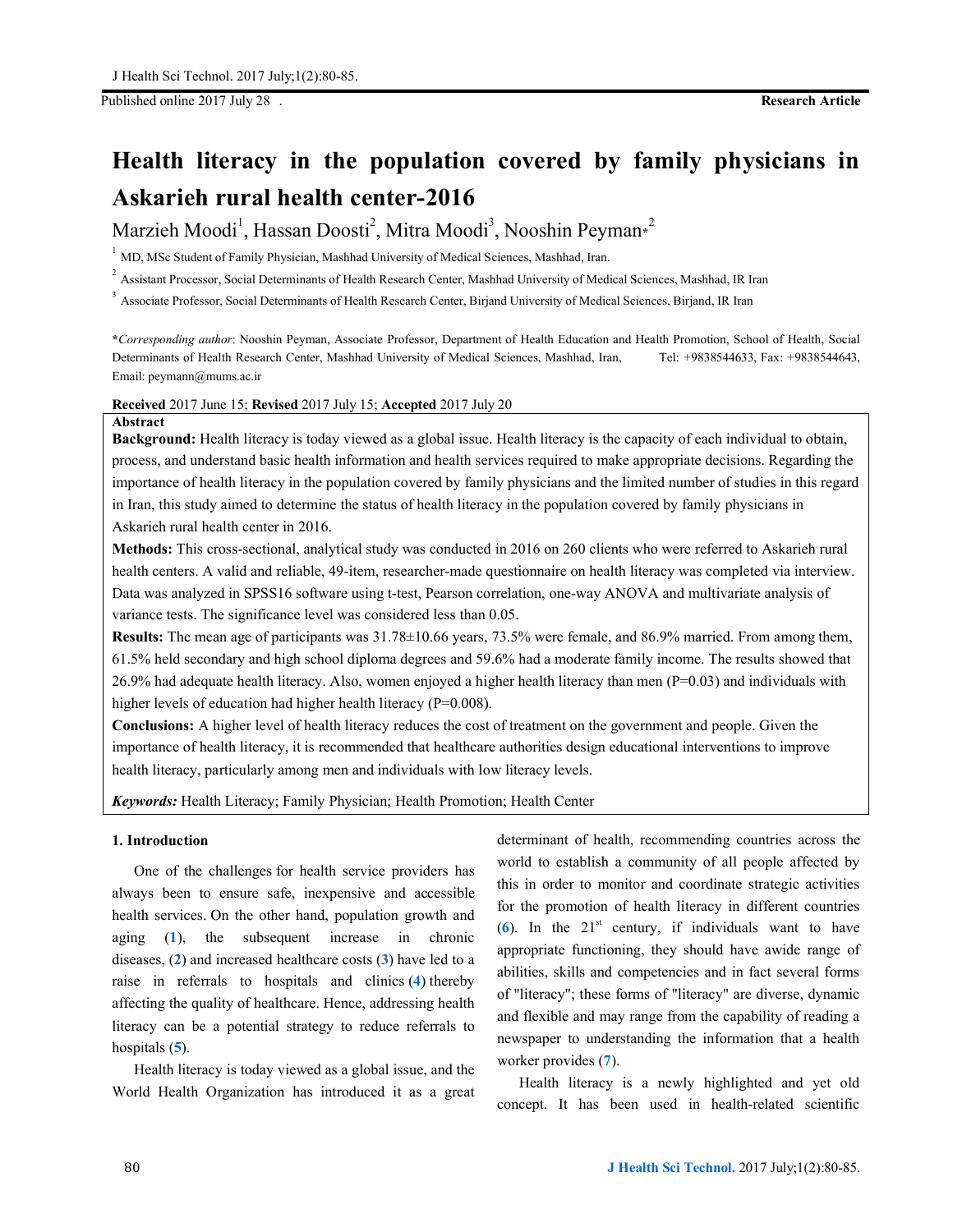Published online 2017 July 28 . **Research Article**

# Health literacy in the population covered by family physicians in Askarieh rural health center-2016

Marzieh Moodi[1], Hassan Doosti[2], Mitra Moodi[3], Nooshin Peyman*[2]

[1] MD, MSc Student of Family Physician, Mashhad University of Medical Sciences, Mashhad, Iran.

[2] Assistant Processor, Social Determinants of Health Research Center, Mashhad University of Medical Sciences, Mashhad, IR Iran

[3] Associate Professor, Social Determinants of Health Research Center, Birjand University of Medical Sciences, Birjand, IR Iran

\**Corresponding author*: Nooshin Peyman, Associate Professor, Department of Health Education and Health Promotion, School of Health, Social Determinants of Health Research Center, Mashhad University of Medical Sciences, Mashhad, Iran, Tel: +9838544633, Fax: +9838544643, Email: peymann@mums.ac.ir

**Received** 2017 June 15; **Revised** 2017 July 15; **Accepted** 2017 July 20

**Abstract**

**Background:** Health literacy is today viewed as a global issue. Health literacy is the capacity of each individual to obtain, process, and understand basic health information and health services required to make appropriate decisions. Regarding the importance of health literacy in the population covered by family physicians and the limited number of studies in this regard in Iran, this study aimed to determine the status of health literacy in the population covered by family physicians in Askarieh rural health center in 2016.

**Methods:** This cross-sectional, analytical study was conducted in 2016 on 260 clients who were referred to Askarieh rural health centers. A valid and reliable, 49-item, researcher-made questionnaire on health literacy was completed via interview. Data was analyzed in SPSS16 software using t-test, Pearson correlation, one-way ANOVA and multivariate analysis of variance tests. The significance level was considered less than 0.05.

**Results:** The mean age of participants was 31.78±10.66 years, 73.5% were female, and 86.9% married. From among them, 61.5% held secondary and high school diploma degrees and 59.6% had a moderate family income. The results showed that 26.9% had adequate health literacy. Also, women enjoyed a higher health literacy than men (P=0.03) and individuals with higher levels of education had higher health literacy (P=0.008).

**Conclusions:** A higher level of health literacy reduces the cost of treatment on the government and people. Given the importance of health literacy, it is recommended that healthcare authorities design educational interventions to improve health literacy, particularly among men and individuals with low literacy levels.

***Keywords:*** Health Literacy; Family Physician; Health Promotion; Health Center

## 1. Introduction

One of the challenges for health service providers has always been to ensure safe, inexpensive and accessible health services. On the other hand, population growth and aging (**1**), the subsequent increase in chronic diseases, (**2**) and increased healthcare costs (**3**) have led to a raise in referrals to hospitals and clinics (**4**) thereby affecting the quality of healthcare. Hence, addressing health literacy can be a potential strategy to reduce referrals to hospitals (**5**).

Health literacy is today viewed as a global issue, and the World Health Organization has introduced it as a great determinant of health, recommending countries across the world to establish a community of all people affected by this in order to monitor and coordinate strategic activities for the promotion of health literacy in different countries (**6**). In the 21st century, if individuals want to have appropriate functioning, they should have awide range of abilities, skills and competencies and in fact several forms of "literacy"; these forms of "literacy" are diverse, dynamic and flexible and may range from the capability of reading a newspaper to understanding the information that a health worker provides (**7**).

Health literacy is a newly highlighted and yet old concept. It has been used in health-related scientific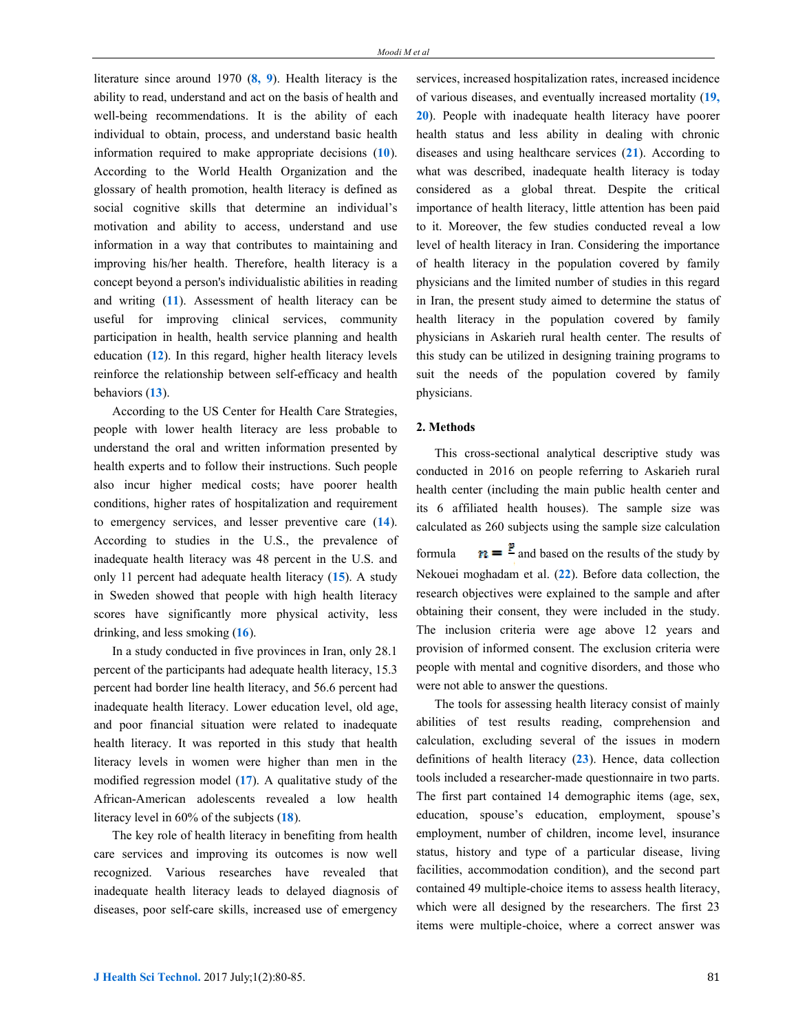literature since around 1970 (8, 9). Health literacy is the ability to read, understand and act on the basis of health and well-being recommendations. It is the ability of each individual to obtain, process, and understand basic health information required to make appropriate decisions (10). According to the World Health Organization and the glossary of health promotion, health literacy is defined as social cognitive skills that determine an individual's motivation and ability to access, understand and use information in a way that contributes to maintaining and improving his/her health. Therefore, health literacy is a concept beyond a person's individualistic abilities in reading and writing (11). Assessment of health literacy can be useful for improving clinical services, community participation in health, health service planning and health education (12). In this regard, higher health literacy levels reinforce the relationship between self-efficacy and health behaviors (13).

According to the US Center for Health Care Strategies, people with lower health literacy are less probable to understand the oral and written information presented by health experts and to follow their instructions. Such people also incur higher medical costs; have poorer health conditions, higher rates of hospitalization and requirement to emergency services, and lesser preventive care (14). According to studies in the U.S., the prevalence of inadequate health literacy was 48 percent in the U.S. and only 11 percent had adequate health literacy (15). A study in Sweden showed that people with high health literacy scores have significantly more physical activity, less drinking, and less smoking (16).

In a study conducted in five provinces in Iran, only 28.1 percent of the participants had adequate health literacy, 15.3 percent had border line health literacy, and 56.6 percent had inadequate health literacy. Lower education level, old age, and poor financial situation were related to inadequate health literacy. It was reported in this study that health literacy levels in women were higher than men in the modified regression model (17). A qualitative study of the African-American adolescents revealed a low health literacy level in 60% of the subjects (18).

The key role of health literacy in benefiting from health care services and improving its outcomes is now well recognized. Various researches have revealed that inadequate health literacy leads to delayed diagnosis of diseases, poor self-care skills, increased use of emergency services, increased hospitalization rates, increased incidence of various diseases, and eventually increased mortality (19, 20). People with inadequate health literacy have poorer health status and less ability in dealing with chronic diseases and using healthcare services (21). According to what was described, inadequate health literacy is today considered as a global threat. Despite the critical importance of health literacy, little attention has been paid to it. Moreover, the few studies conducted reveal a low level of health literacy in Iran. Considering the importance of health literacy in the population covered by family physicians and the limited number of studies in this regard in Iran, the present study aimed to determine the status of health literacy in the population covered by family physicians in Askarieh rural health center. The results of this study can be utilized in designing training programs to suit the needs of the population covered by family physicians.

## 2. Methods

This cross-sectional analytical descriptive study was conducted in 2016 on people referring to Askarieh rural health center (including the main public health center and its 6 affiliated health houses). The sample size was calculated as 260 subjects using the sample size calculation formula $n = \frac{p}{}$ and based on the results of the study by Nekouei moghadam et al. (22). Before data collection, the research objectives were explained to the sample and after obtaining their consent, they were included in the study. The inclusion criteria were age above 12 years and provision of informed consent. The exclusion criteria were people with mental and cognitive disorders, and those who were not able to answer the questions.

The tools for assessing health literacy consist of mainly abilities of test results reading, comprehension and calculation, excluding several of the issues in modern definitions of health literacy (23). Hence, data collection tools included a researcher-made questionnaire in two parts. The first part contained 14 demographic items (age, sex, education, spouse's education, employment, spouse's employment, number of children, income level, insurance status, history and type of a particular disease, living facilities, accommodation condition), and the second part contained 49 multiple-choice items to assess health literacy, which were all designed by the researchers. The first 23 items were multiple-choice, where a correct answer was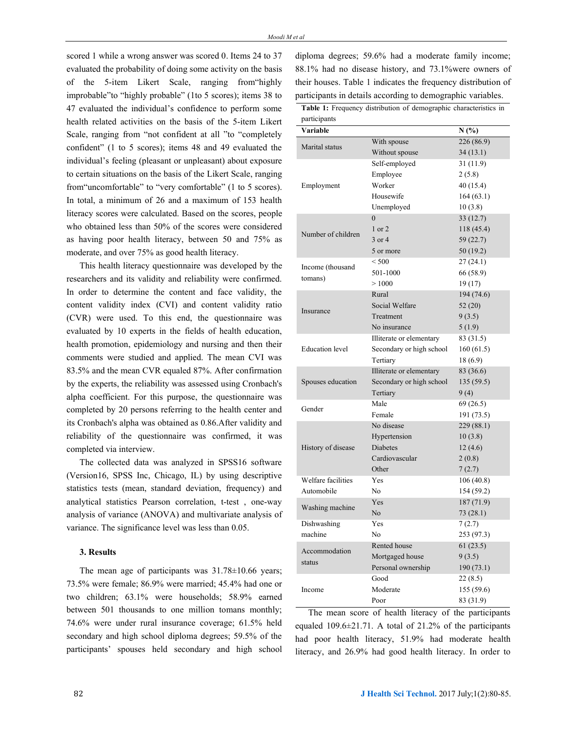scored 1 while a wrong answer was scored 0. Items 24 to 37 evaluated the probability of doing some activity on the basis of the 5-item Likert Scale, ranging from"highly improbable"to "highly probable" (1to 5 scores); items 38 to 47 evaluated the individual's confidence to perform some health related activities on the basis of the 5-item Likert Scale, ranging from "not confident at all "to "completely confident" (1 to 5 scores); items 48 and 49 evaluated the individual's feeling (pleasant or unpleasant) about exposure to certain situations on the basis of the Likert Scale, ranging from"uncomfortable" to "very comfortable" (1 to 5 scores). In total, a minimum of 26 and a maximum of 153 health literacy scores were calculated. Based on the scores, people who obtained less than 50% of the scores were considered as having poor health literacy, between 50 and 75% as moderate, and over 75% as good health literacy.

This health literacy questionnaire was developed by the researchers and its validity and reliability were confirmed. In order to determine the content and face validity, the content validity index (CVI) and content validity ratio (CVR) were used. To this end, the questionnaire was evaluated by 10 experts in the fields of health education, health promotion, epidemiology and nursing and then their comments were studied and applied. The mean CVI was 83.5% and the mean CVR equaled 87%. After confirmation by the experts, the reliability was assessed using Cronbach's alpha coefficient. For this purpose, the questionnaire was completed by 20 persons referring to the health center and its Cronbach's alpha was obtained as 0.86.After validity and reliability of the questionnaire was confirmed, it was completed via interview.

The collected data was analyzed in SPSS16 software (Version16, SPSS Inc, Chicago, IL) by using descriptive statistics tests (mean, standard deviation, frequency) and analytical statistics Pearson correlation, t-test , one-way analysis of variance (ANOVA) and multivariate analysis of variance. The significance level was less than 0.05.

### 3. Results

The mean age of participants was 31.78±10.66 years; 73.5% were female; 86.9% were married; 45.4% had one or two children; 63.1% were households; 58.9% earned between 501 thousands to one million tomans monthly; 74.6% were under rural insurance coverage; 61.5% held secondary and high school diploma degrees; 59.5% of the participants' spouses held secondary and high school diploma degrees; 59.6% had a moderate family income; 88.1% had no disease history, and 73.1%were owners of their houses. Table 1 indicates the frequency distribution of participants in details according to demographic variables.

**Table 1:** Frequency distribution of demographic characteristics in participants

| Variable | | N (%) |
|---|---|---|
| Marital status | With spouse | 226 (86.9) |
| | Without spouse | 34 (13.1) |
| Employment | Self-employed | 31 (11.9) |
| | Employee | 2 (5.8) |
| | Worker | 40 (15.4) |
| | Housewife | 164 (63.1) |
| | Unemployed | 10 (3.8) |
| Number of children | 0 | 33 (12.7) |
| | 1 or 2 | 118 (45.4) |
| | 3 or 4 | 59 (22.7) |
| | 5 or more | 50 (19.2) |
| Income (thousand tomans) | < 500 | 27 (24.1) |
| | 501-1000 | 66 (58.9) |
| | > 1000 | 19 (17) |
| Insurance | Rural | 194 (74.6) |
| | Social Welfare | 52 (20) |
| | Treatment | 9 (3.5) |
| | No insurance | 5 (1.9) |
| Education level | Illiterate or elementary | 83 (31.5) |
| | Secondary or high school | 160 (61.5) |
| | Tertiary | 18 (6.9) |
| Spouses education | Illiterate or elementary | 83 (36.6) |
| | Secondary or high school | 135 (59.5) |
| | Tertiary | 9 (4) |
| Gender | Male | 69 (26.5) |
| | Female | 191 (73.5) |
| History of disease | No disease | 229 (88.1) |
| | Hypertension | 10 (3.8) |
| | Diabetes | 12 (4.6) |
| | Cardiovascular | 2 (0.8) |
| | Other | 7 (2.7) |
| Welfare facilities | Yes | 106 (40.8) |
| Automobile | No | 154 (59.2) |
| Washing machine | Yes | 187 (71.9) |
| | No | 73 (28.1) |
| Dishwashing machine | Yes | 7 (2.7) |
| | No | 253 (97.3) |
| Accommodation status | Rented house | 61 (23.5) |
| | Mortgaged house | 9 (3.5) |
| | Personal ownership | 190 (73.1) |
| Income | Good | 22 (8.5) |
| | Moderate | 155 (59.6) |
| | Poor | 83 (31.9) |

The mean score of health literacy of the participants equaled 109.6±21.71. A total of 21.2% of the participants had poor health literacy, 51.9% had moderate health literacy, and 26.9% had good health literacy. In order to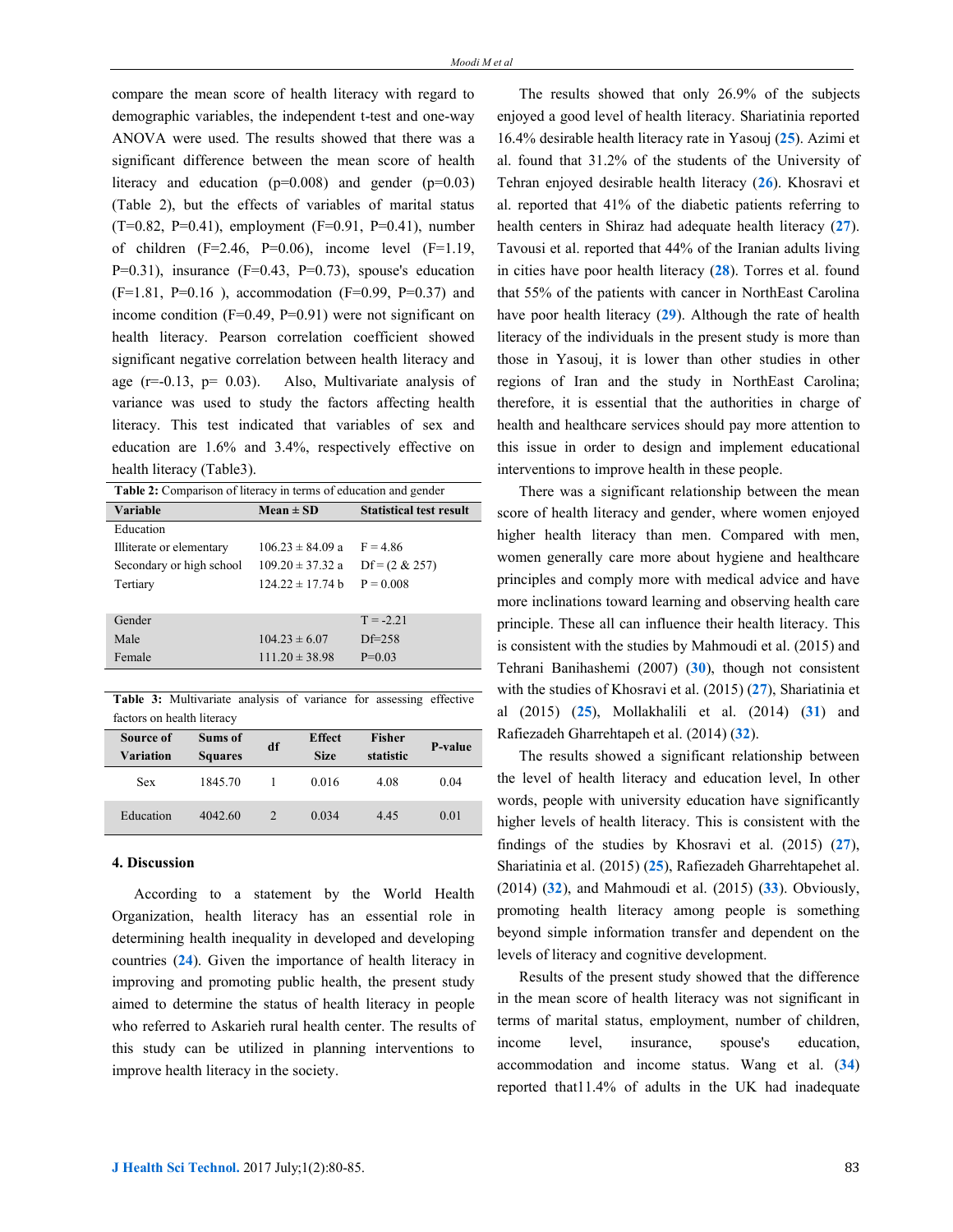compare the mean score of health literacy with regard to demographic variables, the independent t-test and one-way ANOVA were used. The results showed that there was a significant difference between the mean score of health literacy and education (p=0.008) and gender (p=0.03) (Table 2), but the effects of variables of marital status (T=0.82, P=0.41), employment (F=0.91, P=0.41), number of children (F=2.46, P=0.06), income level (F=1.19, P=0.31), insurance (F=0.43, P=0.73), spouse's education (F=1.81, P=0.16 ), accommodation (F=0.99, P=0.37) and income condition (F=0.49, P=0.91) were not significant on health literacy. Pearson correlation coefficient showed significant negative correlation between health literacy and age (r=-0.13, p= 0.03). Also, Multivariate analysis of variance was used to study the factors affecting health literacy. This test indicated that variables of sex and education are 1.6% and 3.4%, respectively effective on health literacy (Table3).

**Table 2:** Comparison of literacy in terms of education and gender

| Variable | Mean ± SD | Statistical test result |
|---|---|---|
| Education | | |
| Illiterate or elementary | 106.23 ± 84.09 a | F = 4.86 |
| Secondary or high school | 109.20 ± 37.32 a | Df = (2 & 257) |
| Tertiary | 124.22 ± 17.74 b | P = 0.008 |
| | | |
| Gender | | T = -2.21 |
| Male | 104.23 ± 6.07 | Df=258 |
| Female | 111.20 ± 38.98 | P=0.03 |

**Table 3:** Multivariate analysis of variance for assessing effective factors on health literacy

| Source of Variation | Sums of Squares | df | Effect Size | Fisher statistic | P-value |
|---|---|---|---|---|---|
| Sex | 1845.70 | 1 | 0.016 | 4.08 | 0.04 |
| Education | 4042.60 | 2 | 0.034 | 4.45 | 0.01 |

## 4. Discussion

According to a statement by the World Health Organization, health literacy has an essential role in determining health inequality in developed and developing countries (24). Given the importance of health literacy in improving and promoting public health, the present study aimed to determine the status of health literacy in people who referred to Askarieh rural health center. The results of this study can be utilized in planning interventions to improve health literacy in the society.

The results showed that only 26.9% of the subjects enjoyed a good level of health literacy. Shariatinia reported 16.4% desirable health literacy rate in Yasouj (25). Azimi et al. found that 31.2% of the students of the University of Tehran enjoyed desirable health literacy (26). Khosravi et al. reported that 41% of the diabetic patients referring to health centers in Shiraz had adequate health literacy (27). Tavousi et al. reported that 44% of the Iranian adults living in cities have poor health literacy (28). Torres et al. found that 55% of the patients with cancer in NorthEast Carolina have poor health literacy (29). Although the rate of health literacy of the individuals in the present study is more than those in Yasouj, it is lower than other studies in other regions of Iran and the study in NorthEast Carolina; therefore, it is essential that the authorities in charge of health and healthcare services should pay more attention to this issue in order to design and implement educational interventions to improve health in these people.

There was a significant relationship between the mean score of health literacy and gender, where women enjoyed higher health literacy than men. Compared with men, women generally care more about hygiene and healthcare principles and comply more with medical advice and have more inclinations toward learning and observing health care principle. These all can influence their health literacy. This is consistent with the studies by Mahmoudi et al. (2015) and Tehrani Banihashemi (2007) (30), though not consistent with the studies of Khosravi et al. (2015) (27), Shariatinia et al (2015) (25), Mollakhalili et al. (2014) (31) and Rafiezadeh Gharrehtapeh et al. (2014) (32).

The results showed a significant relationship between the level of health literacy and education level, In other words, people with university education have significantly higher levels of health literacy. This is consistent with the findings of the studies by Khosravi et al. (2015) (27), Shariatinia et al. (2015) (25), Rafiezadeh Gharrehtapehet al. (2014) (32), and Mahmoudi et al. (2015) (33). Obviously, promoting health literacy among people is something beyond simple information transfer and dependent on the levels of literacy and cognitive development.

Results of the present study showed that the difference in the mean score of health literacy was not significant in terms of marital status, employment, number of children, income level, insurance, spouse's education, accommodation and income status. Wang et al. (34) reported that11.4% of adults in the UK had inadequate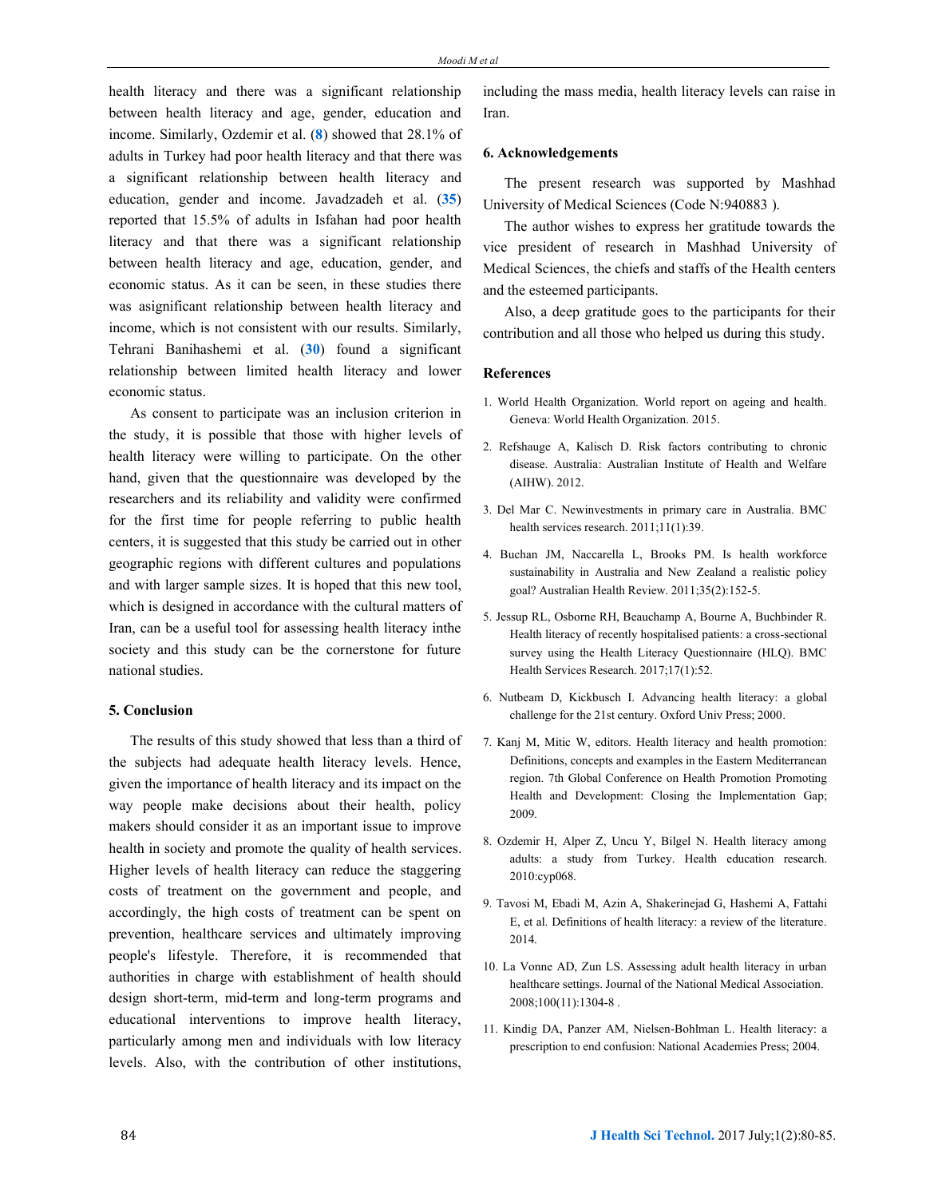health literacy and there was a significant relationship between health literacy and age, gender, education and income. Similarly, Ozdemir et al. (8) showed that 28.1% of adults in Turkey had poor health literacy and that there was a significant relationship between health literacy and education, gender and income. Javadzadeh et al. (35) reported that 15.5% of adults in Isfahan had poor health literacy and that there was a significant relationship between health literacy and age, education, gender, and economic status. As it can be seen, in these studies there was asignificant relationship between health literacy and income, which is not consistent with our results. Similarly, Tehrani Banihashemi et al. (30) found a significant relationship between limited health literacy and lower economic status.

As consent to participate was an inclusion criterion in the study, it is possible that those with higher levels of health literacy were willing to participate. On the other hand, given that the questionnaire was developed by the researchers and its reliability and validity were confirmed for the first time for people referring to public health centers, it is suggested that this study be carried out in other geographic regions with different cultures and populations and with larger sample sizes. It is hoped that this new tool, which is designed in accordance with the cultural matters of Iran, can be a useful tool for assessing health literacy inthe society and this study can be the cornerstone for future national studies.

## 5. Conclusion

The results of this study showed that less than a third of the subjects had adequate health literacy levels. Hence, given the importance of health literacy and its impact on the way people make decisions about their health, policy makers should consider it as an important issue to improve health in society and promote the quality of health services. Higher levels of health literacy can reduce the staggering costs of treatment on the government and people, and accordingly, the high costs of treatment can be spent on prevention, healthcare services and ultimately improving people's lifestyle. Therefore, it is recommended that authorities in charge with establishment of health should design short-term, mid-term and long-term programs and educational interventions to improve health literacy, particularly among men and individuals with low literacy levels. Also, with the contribution of other institutions, including the mass media, health literacy levels can raise in Iran.

## 6. Acknowledgements

The present research was supported by Mashhad University of Medical Sciences (Code N:940883 ).

The author wishes to express her gratitude towards the vice president of research in Mashhad University of Medical Sciences, the chiefs and staffs of the Health centers and the esteemed participants.

Also, a deep gratitude goes to the participants for their contribution and all those who helped us during this study.

## References

1. World Health Organization. World report on ageing and health. Geneva: World Health Organization. 2015.
2. Refshauge A, Kalisch D. Risk factors contributing to chronic disease. Australia: Australian Institute of Health and Welfare (AIHW). 2012.
3. Del Mar C. Newinvestments in primary care in Australia. BMC health services research. 2011;11(1):39.
4. Buchan JM, Naccarella L, Brooks PM. Is health workforce sustainability in Australia and New Zealand a realistic policy goal? Australian Health Review. 2011;35(2):152-5.
5. Jessup RL, Osborne RH, Beauchamp A, Bourne A, Buchbinder R. Health literacy of recently hospitalised patients: a cross-sectional survey using the Health Literacy Questionnaire (HLQ). BMC Health Services Research. 2017;17(1):52.
6. Nutbeam D, Kickbusch I. Advancing health literacy: a global challenge for the 21st century. Oxford Univ Press; 2000.
7. Kanj M, Mitic W, editors. Health literacy and health promotion: Definitions, concepts and examples in the Eastern Mediterranean region. 7th Global Conference on Health Promotion Promoting Health and Development: Closing the Implementation Gap; 2009.
8. Ozdemir H, Alper Z, Uncu Y, Bilgel N. Health literacy among adults: a study from Turkey. Health education research. 2010:cyp068.
9. Tavosi M, Ebadi M, Azin A, Shakerinejad G, Hashemi A, Fattahi E, et al. Definitions of health literacy: a review of the literature. 2014.
10. La Vonne AD, Zun LS. Assessing adult health literacy in urban healthcare settings. Journal of the National Medical Association. 2008;100(11):1304-8 .
11. Kindig DA, Panzer AM, Nielsen-Bohlman L. Health literacy: a prescription to end confusion: National Academies Press; 2004.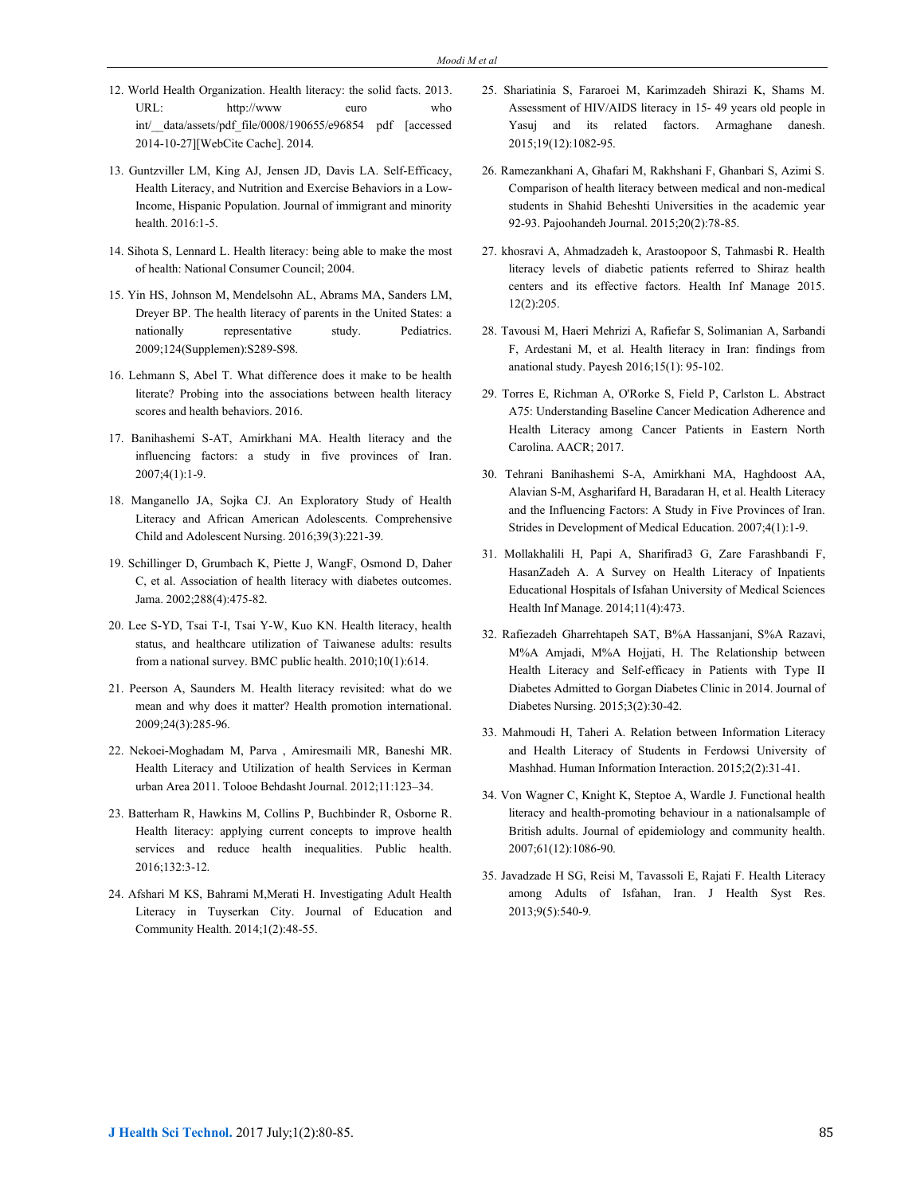12. World Health Organization. Health literacy: the solid facts. 2013. URL: http://www euro who int/__data/assets/pdf_file/0008/190655/e96854 pdf [accessed 2014-10-27][WebCite Cache]. 2014.

13. Guntzviller LM, King AJ, Jensen JD, Davis LA. Self-Efficacy, Health Literacy, and Nutrition and Exercise Behaviors in a Low-Income, Hispanic Population. Journal of immigrant and minority health. 2016:1-5.

14. Sihota S, Lennard L. Health literacy: being able to make the most of health: National Consumer Council; 2004.

15. Yin HS, Johnson M, Mendelsohn AL, Abrams MA, Sanders LM, Dreyer BP. The health literacy of parents in the United States: a nationally representative study. Pediatrics. 2009;124(Supplemen):S289-S98.

16. Lehmann S, Abel T. What difference does it make to be health literate? Probing into the associations between health literacy scores and health behaviors. 2016.

17. Banihashemi S-AT, Amirkhani MA. Health literacy and the influencing factors: a study in five provinces of Iran. 2007;4(1):1-9.

18. Manganello JA, Sojka CJ. An Exploratory Study of Health Literacy and African American Adolescents. Comprehensive Child and Adolescent Nursing. 2016;39(3):221-39.

19. Schillinger D, Grumbach K, Piette J, WangF, Osmond D, Daher C, et al. Association of health literacy with diabetes outcomes. Jama. 2002;288(4):475-82.

20. Lee S-YD, Tsai T-I, Tsai Y-W, Kuo KN. Health literacy, health status, and healthcare utilization of Taiwanese adults: results from a national survey. BMC public health. 2010;10(1):614.

21. Peerson A, Saunders M. Health literacy revisited: what do we mean and why does it matter? Health promotion international. 2009;24(3):285-96.

22. Nekoei-Moghadam M, Parva , Amiresmaili MR, Baneshi MR. Health Literacy and Utilization of health Services in Kerman urban Area 2011. Tolooe Behdasht Journal. 2012;11:123–34.

23. Batterham R, Hawkins M, Collins P, Buchbinder R, Osborne R. Health literacy: applying current concepts to improve health services and reduce health inequalities. Public health. 2016;132:3-12.

24. Afshari M KS, Bahrami M,Merati H. Investigating Adult Health Literacy in Tuyserkan City. Journal of Education and Community Health. 2014;1(2):48-55.

25. Shariatinia S, Fararoei M, Karimzadeh Shirazi K, Shams M. Assessment of HIV/AIDS literacy in 15- 49 years old people in Yasuj and its related factors. Armaghane danesh. 2015;19(12):1082-95.

26. Ramezankhani A, Ghafari M, Rakhshani F, Ghanbari S, Azimi S. Comparison of health literacy between medical and non-medical students in Shahid Beheshti Universities in the academic year 92-93. Pajoohandeh Journal. 2015;20(2):78-85.

27. khosravi A, Ahmadzadeh k, Arastoopoor S, Tahmasbi R. Health literacy levels of diabetic patients referred to Shiraz health centers and its effective factors. Health Inf Manage 2015. 12(2):205.

28. Tavousi M, Haeri Mehrizi A, Rafiefar S, Solimanian A, Sarbandi F, Ardestani M, et al. Health literacy in Iran: findings from anational study. Payesh 2016;15(1): 95-102.

29. Torres E, Richman A, O'Rorke S, Field P, Carlston L. Abstract A75: Understanding Baseline Cancer Medication Adherence and Health Literacy among Cancer Patients in Eastern North Carolina. AACR; 2017.

30. Tehrani Banihashemi S-A, Amirkhani MA, Haghdoost AA, Alavian S-M, Asgharifard H, Baradaran H, et al. Health Literacy and the Influencing Factors: A Study in Five Provinces of Iran. Strides in Development of Medical Education. 2007;4(1):1-9.

31. Mollakhalili H, Papi A, Sharifirad3 G, Zare Farashbandi F, HasanZadeh A. A Survey on Health Literacy of Inpatients Educational Hospitals of Isfahan University of Medical Sciences Health Inf Manage. 2014;11(4):473.

32. Rafiezadeh Gharrehtapeh SAT, B%A Hassanjani, S%A Razavi, M%A Amjadi, M%A Hojjati, H. The Relationship between Health Literacy and Self-efficacy in Patients with Type II Diabetes Admitted to Gorgan Diabetes Clinic in 2014. Journal of Diabetes Nursing. 2015;3(2):30-42.

33. Mahmoudi H, Taheri A. Relation between Information Literacy and Health Literacy of Students in Ferdowsi University of Mashhad. Human Information Interaction. 2015;2(2):31-41.

34. Von Wagner C, Knight K, Steptoe A, Wardle J. Functional health literacy and health-promoting behaviour in a nationalsample of British adults. Journal of epidemiology and community health. 2007;61(12):1086-90.

35. Javadzade H SG, Reisi M, Tavassoli E, Rajati F. Health Literacy among Adults of Isfahan, Iran. J Health Syst Res. 2013;9(5):540-9.